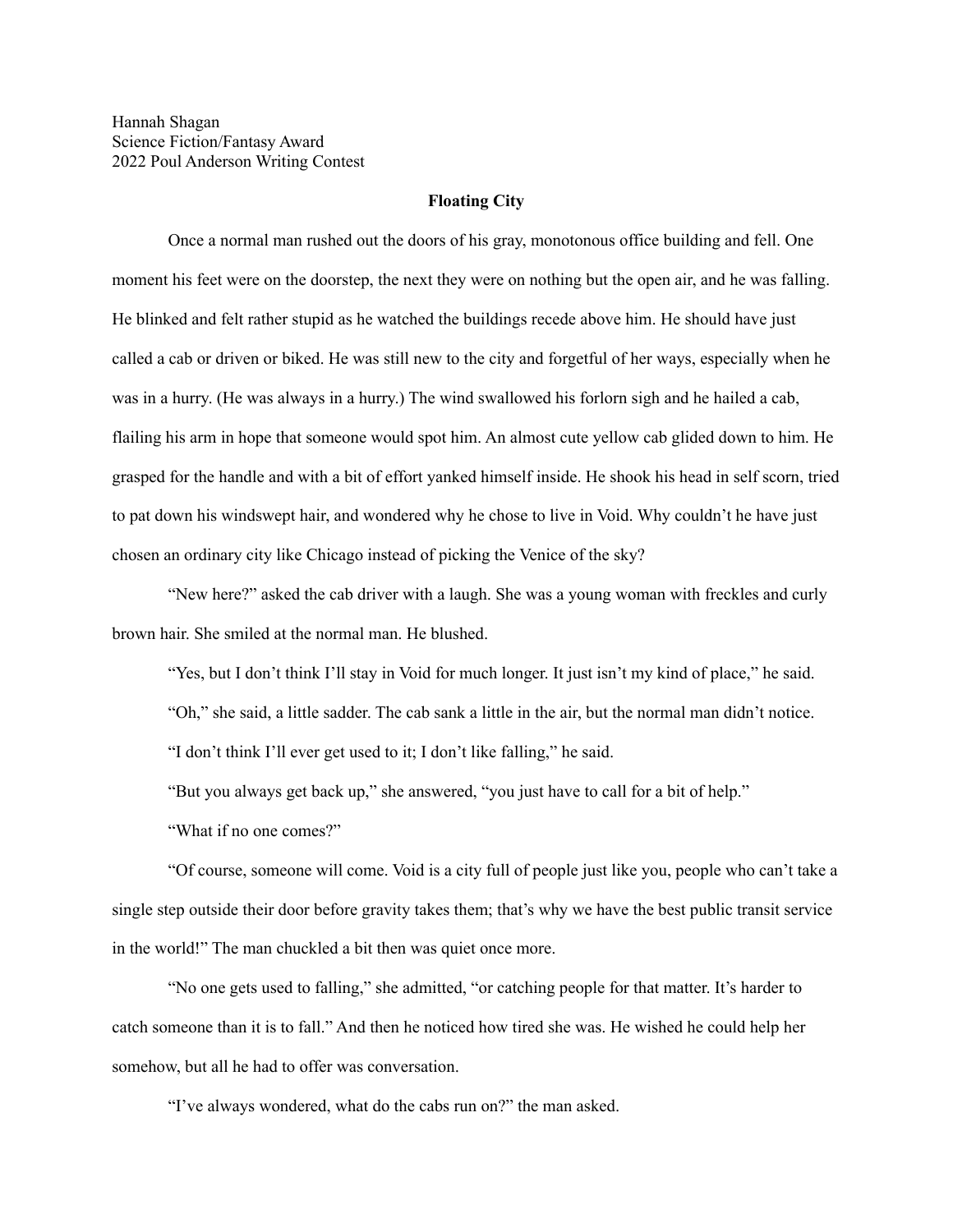Hannah Shagan
Science Fiction/Fantasy Award
2022 Poul Anderson Writing Contest

**Floating City**

Once a normal man rushed out the doors of his gray, monotonous office building and fell. One moment his feet were on the doorstep, the next they were on nothing but the open air, and he was falling. He blinked and felt rather stupid as he watched the buildings recede above him. He should have just called a cab or driven or biked. He was still new to the city and forgetful of her ways, especially when he was in a hurry. (He was always in a hurry.) The wind swallowed his forlorn sigh and he hailed a cab, flailing his arm in hope that someone would spot him. An almost cute yellow cab glided down to him. He grasped for the handle and with a bit of effort yanked himself inside. He shook his head in self scorn, tried to pat down his windswept hair, and wondered why he chose to live in Void. Why couldn't he have just chosen an ordinary city like Chicago instead of picking the Venice of the sky?

"New here?" asked the cab driver with a laugh. She was a young woman with freckles and curly brown hair. She smiled at the normal man. He blushed.

"Yes, but I don't think I'll stay in Void for much longer. It just isn't my kind of place," he said.

"Oh," she said, a little sadder. The cab sank a little in the air, but the normal man didn't notice.

"I don't think I'll ever get used to it; I don't like falling," he said.

"But you always get back up," she answered, "you just have to call for a bit of help."

"What if no one comes?"

"Of course, someone will come. Void is a city full of people just like you, people who can't take a single step outside their door before gravity takes them; that's why we have the best public transit service in the world!" The man chuckled a bit then was quiet once more.

"No one gets used to falling," she admitted, "or catching people for that matter. It's harder to catch someone than it is to fall." And then he noticed how tired she was. He wished he could help her somehow, but all he had to offer was conversation.

"I've always wondered, what do the cabs run on?" the man asked.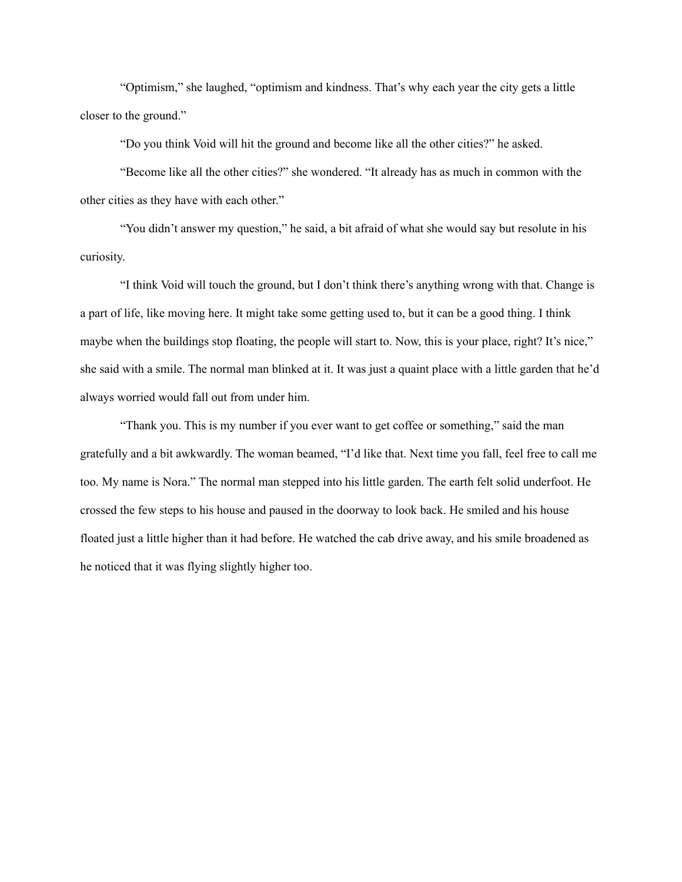"Optimism," she laughed, "optimism and kindness. That's why each year the city gets a little closer to the ground."

"Do you think Void will hit the ground and become like all the other cities?" he asked.

"Become like all the other cities?" she wondered. "It already has as much in common with the other cities as they have with each other."

"You didn't answer my question," he said, a bit afraid of what she would say but resolute in his curiosity.

"I think Void will touch the ground, but I don't think there's anything wrong with that. Change is a part of life, like moving here. It might take some getting used to, but it can be a good thing. I think maybe when the buildings stop floating, the people will start to. Now, this is your place, right? It's nice," she said with a smile. The normal man blinked at it. It was just a quaint place with a little garden that he'd always worried would fall out from under him.

"Thank you. This is my number if you ever want to get coffee or something," said the man gratefully and a bit awkwardly. The woman beamed, "I'd like that. Next time you fall, feel free to call me too. My name is Nora." The normal man stepped into his little garden. The earth felt solid underfoot. He crossed the few steps to his house and paused in the doorway to look back. He smiled and his house floated just a little higher than it had before. He watched the cab drive away, and his smile broadened as he noticed that it was flying slightly higher too.